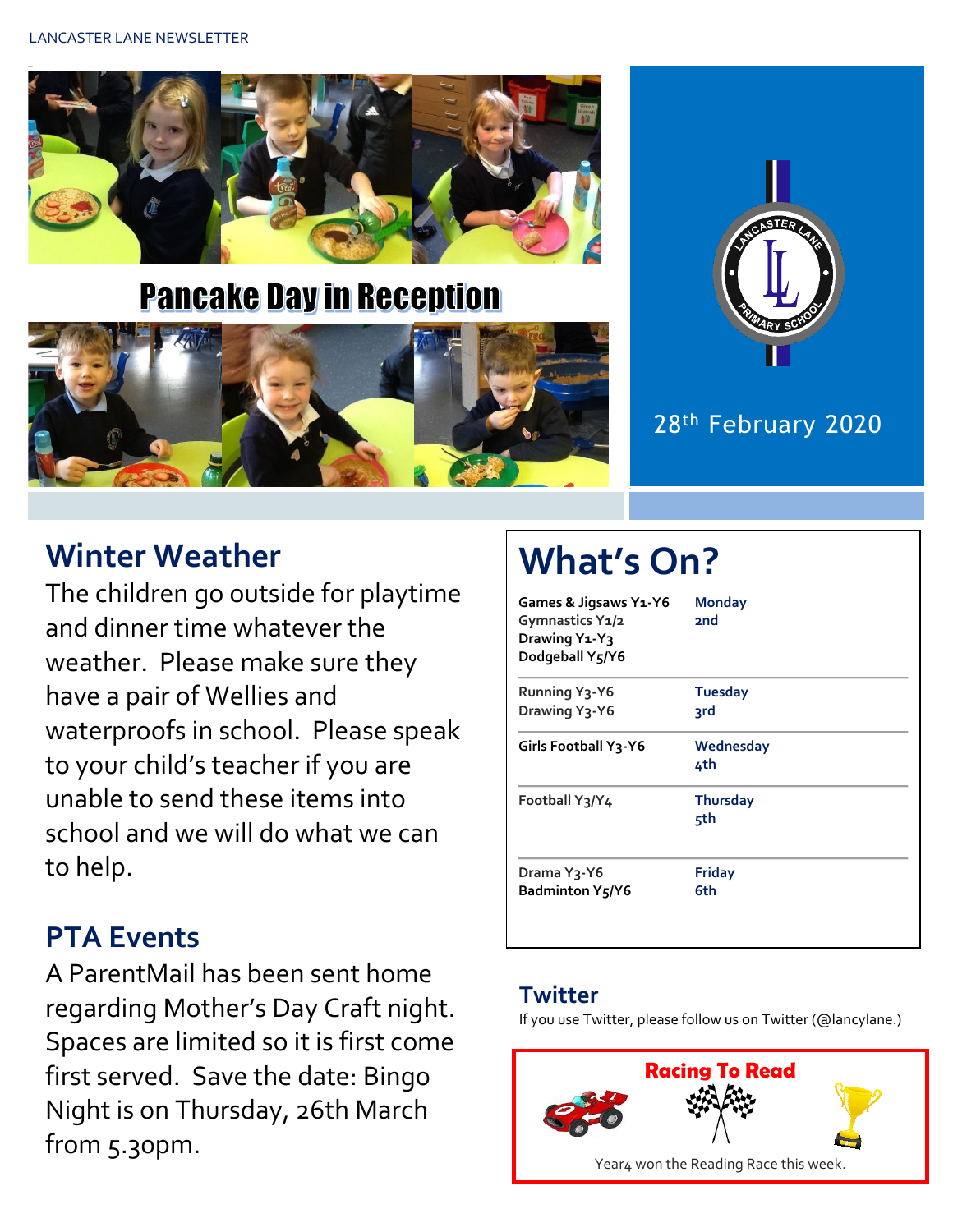# Pancake Day in Reception

28th February 2020

## Winter Weather

The children go outside for playtime and dinner time whatever the weather. Please make sure they have a pair of Wellies and waterproofs in school. Please speak to your child's teacher if you are unable to send these items into school and we will do what we can to help.

## PTA Events

A ParentMail has been sent home regarding Mother's Day Craft night. Spaces are limited so it is first come first served. Save the date: Bingo Night is on Thursday, 26th March from 5.30pm.

## What's On?

| Activity | Day |
|---|---|
| Games & Jigsaws Y1-Y6<br>Gymnastics Y1/2<br>Drawing Y1-Y3<br>Dodgeball Y5/Y6 | Monday 2nd |
| Running Y3-Y6<br>Drawing Y3-Y6 | Tuesday 3rd |
| Girls Football Y3-Y6 | Wednesday 4th |
| Football Y3/Y4 | Thursday 5th |
| Drama Y3-Y6<br>Badminton Y5/Y6 | Friday 6th |

## Twitter

If you use Twitter, please follow us on Twitter (@lancylane.)

### Racing To Read

Year4 won the Reading Race this week.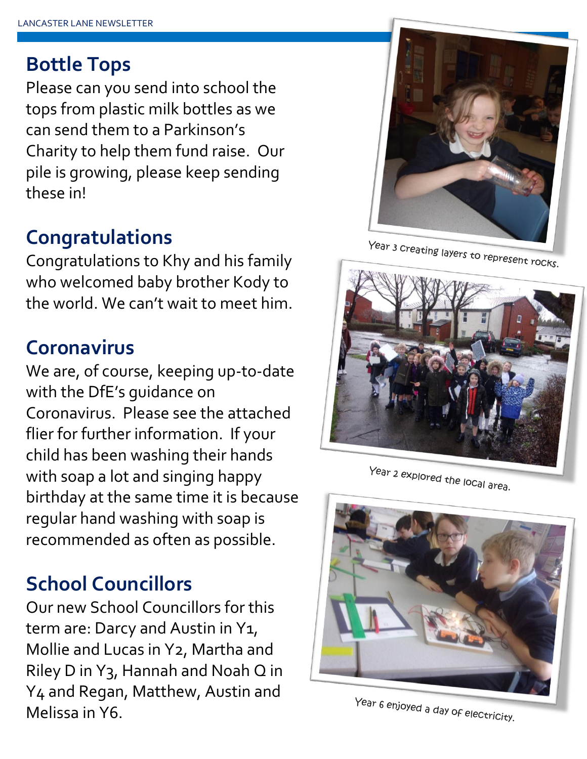## Bottle Tops

Please can you send into school the tops from plastic milk bottles as we can send them to a Parkinson's Charity to help them fund raise. Our pile is growing, please keep sending these in!

## Congratulations

Congratulations to Khy and his family who welcomed baby brother Kody to the world. We can't wait to meet him.

## Coronavirus

We are, of course, keeping up-to-date with the DfE's guidance on Coronavirus. Please see the attached flier for further information. If your child has been washing their hands with soap a lot and singing happy birthday at the same time it is because regular hand washing with soap is recommended as often as possible.

## School Councillors

Our new School Councillors for this term are: Darcy and Austin in Y1, Mollie and Lucas in Y2, Martha and Riley D in Y3, Hannah and Noah Q in Y4 and Regan, Matthew, Austin and Melissa in Y6.

Year 3 creating layers to represent rocks.

Year 2 explored the local area.

Year 6 enjoyed a day of electricity.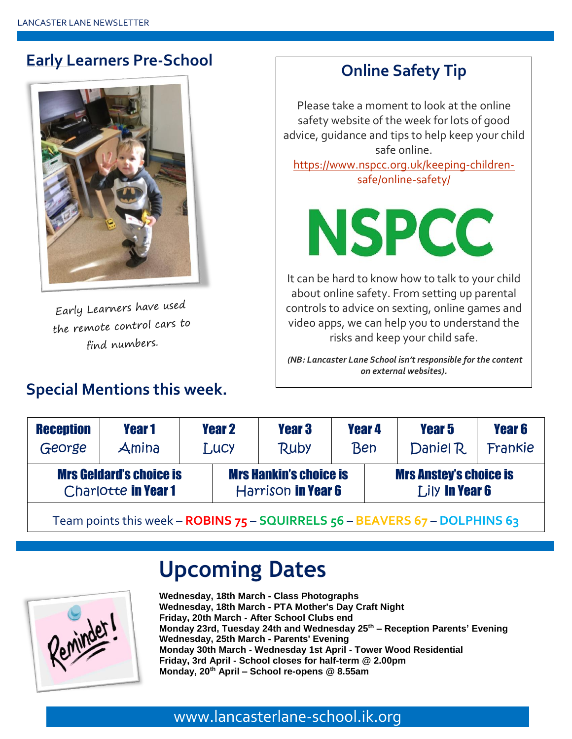## Early Learners Pre-School

Early Learners have used the remote control cars to find numbers.

## Online Safety Tip

Please take a moment to look at the online safety website of the week for lots of good advice, guidance and tips to help keep your child safe online.

https://www.nspcc.org.uk/keeping-children-safe/online-safety/

NSPCC

It can be hard to know how to talk to your child about online safety. From setting up parental controls to advice on sexting, online games and video apps, we can help you to understand the risks and keep your child safe.

***(NB: Lancaster Lane School isn't responsible for the content on external websites).***

## Special Mentions this week.

| Reception | Year 1 | Year 2 | Year 3 | Year 4 | Year 5 | Year 6 |
|---|---|---|---|---|---|---|
| George | Amina | Lucy | Ruby | Ben | Daniel R | Frankie |

| Mrs Geldard's choice is | Mrs Hankin's choice is | Mrs Anstey's choice is |
|---|---|---|
| Charlotte **in Year 1** | Harrison **in Year 6** | Lily **In Year 6** |

Team points this week – **ROBINS 75** – **SQUIRRELS 56** – **BEAVERS 67** – **DOLPHINS 63**

# Upcoming Dates

**Wednesday, 18th March - Class Photographs**
**Wednesday, 18th March - PTA Mother's Day Craft Night**
**Friday, 20th March - After School Clubs end**
**Monday 23rd, Tuesday 24th and Wednesday 25th – Reception Parents' Evening**
**Wednesday, 25th March - Parents' Evening**
**Monday 30th March - Wednesday 1st April - Tower Wood Residential**
**Friday, 3rd April - School closes for half-term @ 2.00pm**
**Monday, 20th April – School re-opens @ 8.55am**

www.lancasterlane-school.ik.org